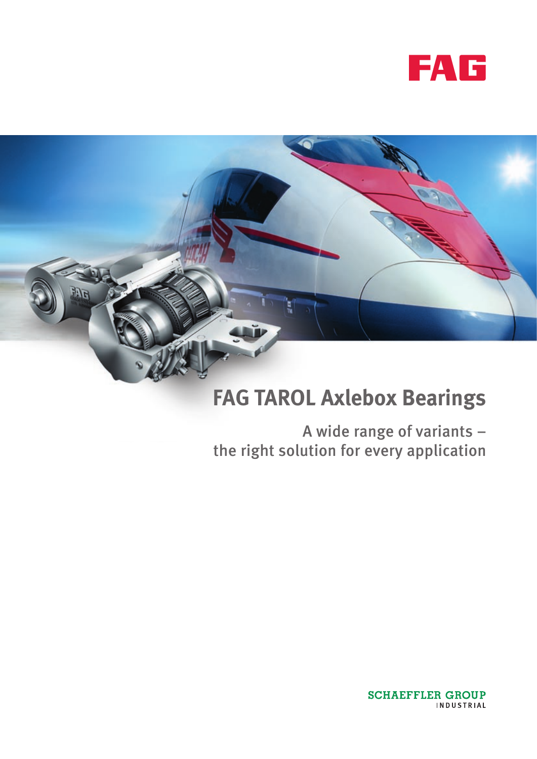FAG

# FAG TAROL Axlebox Bearings

A wide range of variants –
the right solution for every application

SCHAEFFLER GROUP
INDUSTRIAL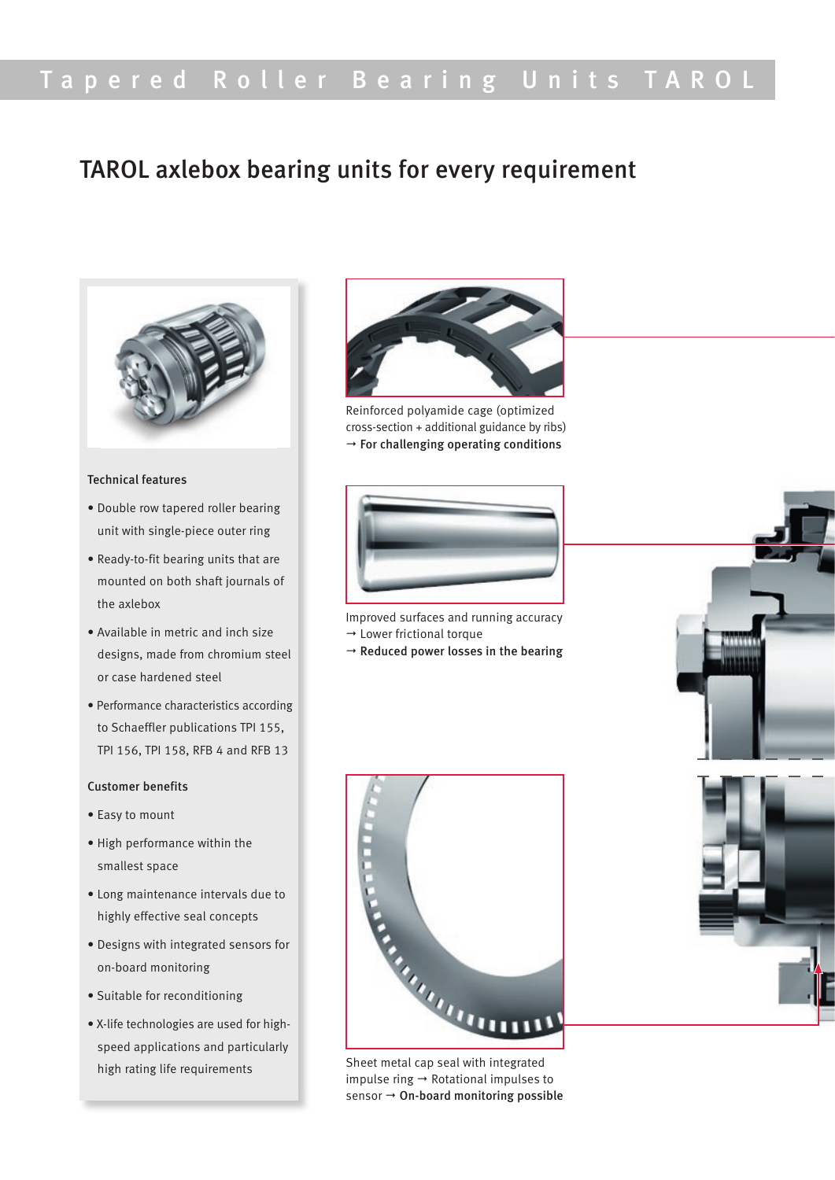## TAROL axlebox bearing units for every requirement

### Technical features

- Double row tapered roller bearing unit with single-piece outer ring
- Ready-to-fit bearing units that are mounted on both shaft journals of the axlebox
- Available in metric and inch size designs, made from chromium steel or case hardened steel
- Performance characteristics according to Schaeffler publications TPI 155, TPI 156, TPI 158, RFB 4 and RFB 13

### Customer benefits

- Easy to mount
- High performance within the smallest space
- Long maintenance intervals due to highly effective seal concepts
- Designs with integrated sensors for on-board monitoring
- Suitable for reconditioning
- X-life technologies are used for high-speed applications and particularly high rating life requirements

Reinforced polyamide cage (optimized cross-section + additional guidance by ribs)
→ **For challenging operating conditions**

Improved surfaces and running accuracy
→ Lower frictional torque
→ **Reduced power losses in the bearing**

Sheet metal cap seal with integrated impulse ring → Rotational impulses to sensor → **On-board monitoring possible**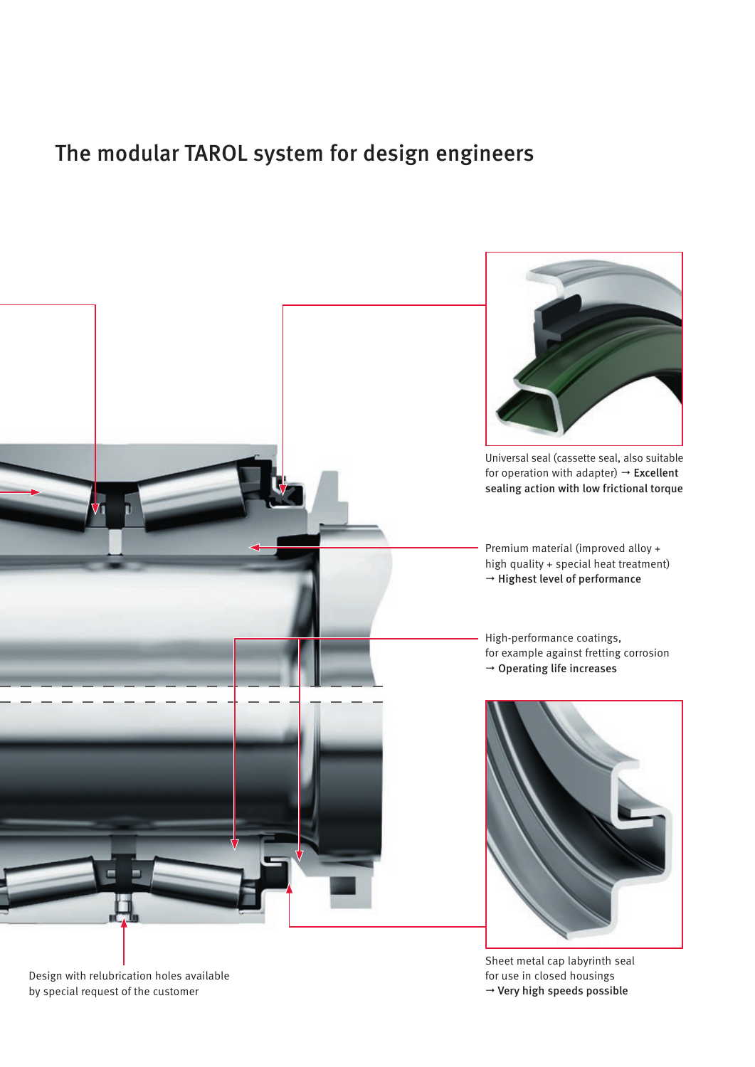# The modular TAROL system for design engineers

Universal seal (cassette seal, also suitable for operation with adapter) → **Excellent sealing action with low frictional torque**

Premium material (improved alloy + high quality + special heat treatment) → **Highest level of performance**

High-performance coatings, for example against fretting corrosion → **Operating life increases**

Sheet metal cap labyrinth seal for use in closed housings → **Very high speeds possible**

Design with relubrication holes available by special request of the customer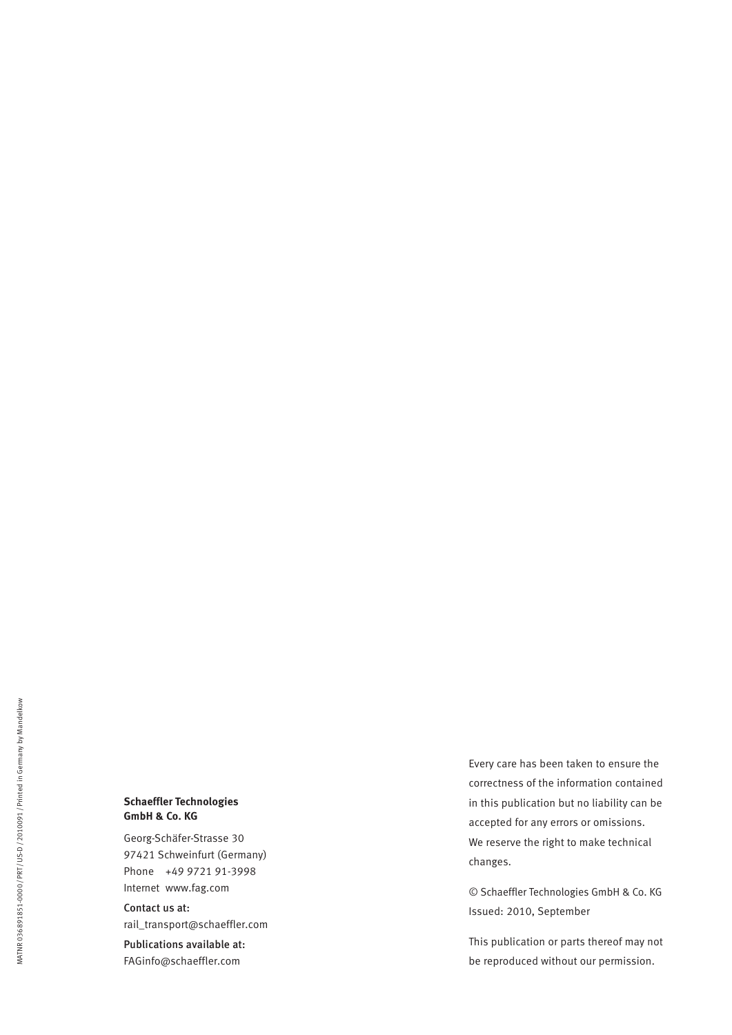MATNR 036891851-0000 / PRT / US-D / 2010091 / Printed in Germany by Mandelkow

**Schaeffler Technologies GmbH & Co. KG**

Georg-Schäfer-Strasse 30
97421 Schweinfurt (Germany)
Phone +49 9721 91-3998
Internet www.fag.com

Contact us at:
rail_transport@schaeffler.com

Publications available at:
FAGinfo@schaeffler.com

Every care has been taken to ensure the correctness of the information contained in this publication but no liability can be accepted for any errors or omissions. We reserve the right to make technical changes.

© Schaeffler Technologies GmbH & Co. KG
Issued: 2010, September

This publication or parts thereof may not be reproduced without our permission.